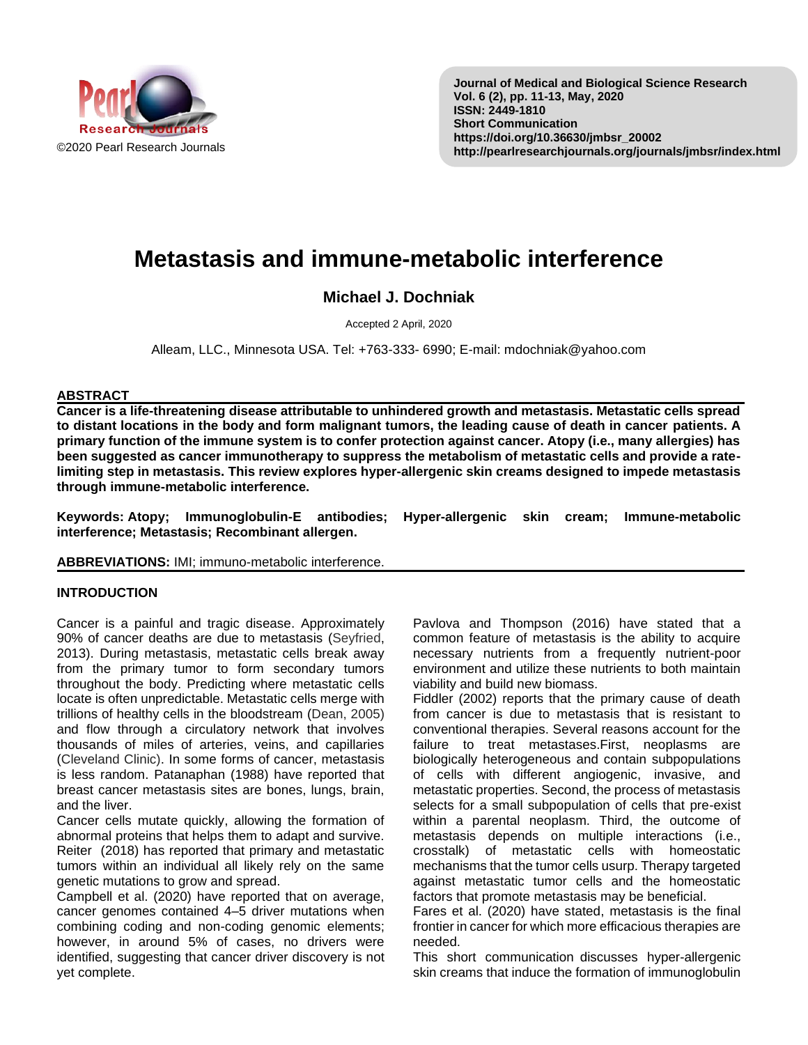# Metastasis and immune-metabolic interference

**Michael J. Dochniak**

Accepted 2 April, 2020

Alleam, LLC., Minnesota USA. Tel: +763-333- 6990; E-mail: mdochniak@yahoo.com

## ABSTRACT

**Cancer is a life-threatening disease attributable to unhindered growth and metastasis. Metastatic cells spread to distant locations in the body and form malignant tumors, the leading cause of death in cancer patients. A primary function of the immune system is to confer protection against cancer. Atopy (i.e., many allergies) has been suggested as cancer immunotherapy to suppress the metabolism of metastatic cells and provide a rate-limiting step in metastasis. This review explores hyper-allergenic skin creams designed to impede metastasis through immune-metabolic interference.**

**Keywords: Atopy; Immunoglobulin-E antibodies; Hyper-allergenic skin cream; Immune-metabolic interference; Metastasis; Recombinant allergen.**

**ABBREVIATIONS:** IMI; immuno-metabolic interference.

## INTRODUCTION

Cancer is a painful and tragic disease. Approximately 90% of cancer deaths are due to metastasis (Seyfried, 2013). During metastasis, metastatic cells break away from the primary tumor to form secondary tumors throughout the body. Predicting where metastatic cells locate is often unpredictable. Metastatic cells merge with trillions of healthy cells in the bloodstream (Dean, 2005) and flow through a circulatory network that involves thousands of miles of arteries, veins, and capillaries (Cleveland Clinic). In some forms of cancer, metastasis is less random. Patanaphan (1988) have reported that breast cancer metastasis sites are bones, lungs, brain, and the liver.

Cancer cells mutate quickly, allowing the formation of abnormal proteins that helps them to adapt and survive. Reiter (2018) has reported that primary and metastatic tumors within an individual all likely rely on the same genetic mutations to grow and spread.

Campbell et al. (2020) have reported that on average, cancer genomes contained 4–5 driver mutations when combining coding and non-coding genomic elements; however, in around 5% of cases, no drivers were identified, suggesting that cancer driver discovery is not yet complete.

Pavlova and Thompson (2016) have stated that a common feature of metastasis is the ability to acquire necessary nutrients from a frequently nutrient-poor environment and utilize these nutrients to both maintain viability and build new biomass.

Fiddler (2002) reports that the primary cause of death from cancer is due to metastasis that is resistant to conventional therapies. Several reasons account for the failure to treat metastases.First, neoplasms are biologically heterogeneous and contain subpopulations of cells with different angiogenic, invasive, and metastatic properties. Second, the process of metastasis selects for a small subpopulation of cells that pre-exist within a parental neoplasm. Third, the outcome of metastasis depends on multiple interactions (i.e., crosstalk) of metastatic cells with homeostatic mechanisms that the tumor cells usurp. Therapy targeted against metastatic tumor cells and the homeostatic factors that promote metastasis may be beneficial.

Fares et al. (2020) have stated, metastasis is the final frontier in cancer for which more efficacious therapies are needed.

This short communication discusses hyper-allergenic skin creams that induce the formation of immunoglobulin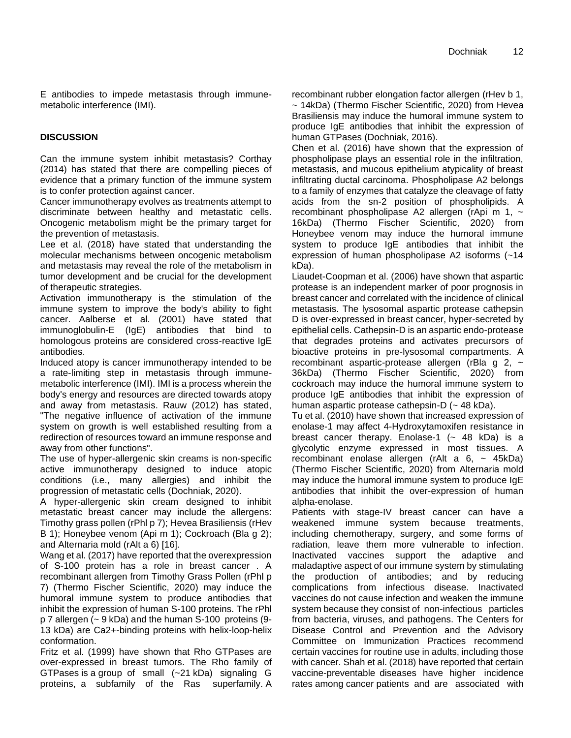E antibodies to impede metastasis through immune-metabolic interference (IMI).

## DISCUSSION

Can the immune system inhibit metastasis? Corthay (2014) has stated that there are compelling pieces of evidence that a primary function of the immune system is to confer protection against cancer.

Cancer immunotherapy evolves as treatments attempt to discriminate between healthy and metastatic cells. Oncogenic metabolism might be the primary target for the prevention of metastasis.

Lee et al. (2018) have stated that understanding the molecular mechanisms between oncogenic metabolism and metastasis may reveal the role of the metabolism in tumor development and be crucial for the development of therapeutic strategies.

Activation immunotherapy is the stimulation of the immune system to improve the body's ability to fight cancer. Aalberse et al. (2001) have stated that immunoglobulin-E (IgE) antibodies that bind to homologous proteins are considered cross-reactive IgE antibodies.

Induced atopy is cancer immunotherapy intended to be a rate-limiting step in metastasis through immune-metabolic interference (IMI). IMI is a process wherein the body's energy and resources are directed towards atopy and away from metastasis. Rauw (2012) has stated, "The negative influence of activation of the immune system on growth is well established resulting from a redirection of resources toward an immune response and away from other functions".

The use of hyper-allergenic skin creams is non-specific active immunotherapy designed to induce atopic conditions (i.e., many allergies) and inhibit the progression of metastatic cells (Dochniak, 2020).

A hyper-allergenic skin cream designed to inhibit metastatic breast cancer may include the allergens: Timothy grass pollen (rPhl p 7); Hevea Brasiliensis (rHev B 1); Honeybee venom (Api m 1); Cockroach (Bla g 2); and Alternaria mold (rAlt a 6) [16].

Wang et al. (2017) have reported that the overexpression of S-100 protein has a role in breast cancer . A recombinant allergen from Timothy Grass Pollen (rPhl p 7) (Thermo Fischer Scientific, 2020) may induce the humoral immune system to produce antibodies that inhibit the expression of human S-100 proteins. The rPhl p 7 allergen (~ 9 kDa) and the human S-100 proteins (9-13 kDa) are Ca2+-binding proteins with helix-loop-helix conformation.

Fritz et al. (1999) have shown that Rho GTPases are over-expressed in breast tumors. The Rho family of GTPases is a group of small (~21 kDa) signaling G proteins, a subfamily of the Ras superfamily. A recombinant rubber elongation factor allergen (rHev b 1, ~ 14kDa) (Thermo Fischer Scientific, 2020) from Hevea Brasiliensis may induce the humoral immune system to produce IgE antibodies that inhibit the expression of human GTPases (Dochniak, 2016).

Chen et al. (2016) have shown that the expression of phospholipase plays an essential role in the infiltration, metastasis, and mucous epithelium atypicality of breast infiltrating ductal carcinoma. Phospholipase A2 belongs to a family of enzymes that catalyze the cleavage of fatty acids from the sn-2 position of phospholipids. A recombinant phospholipase A2 allergen (rApi m 1, ~ 16kDa) (Thermo Fischer Scientific, 2020) from Honeybee venom may induce the humoral immune system to produce IgE antibodies that inhibit the expression of human phospholipase A2 isoforms (~14 kDa).

Liaudet-Coopman et al. (2006) have shown that aspartic protease is an independent marker of poor prognosis in breast cancer and correlated with the incidence of clinical metastasis. The lysosomal aspartic protease cathepsin D is over-expressed in breast cancer, hyper-secreted by epithelial cells. Cathepsin-D is an aspartic endo-protease that degrades proteins and activates precursors of bioactive proteins in pre-lysosomal compartments. A recombinant aspartic-protease allergen (rBla g 2, ~ 36kDa) (Thermo Fischer Scientific, 2020) from cockroach may induce the humoral immune system to produce IgE antibodies that inhibit the expression of human aspartic protease cathepsin-D (~ 48 kDa).

Tu et al. (2010) have shown that increased expression of enolase-1 may affect 4-Hydroxytamoxifen resistance in breast cancer therapy. Enolase-1 (~ 48 kDa) is a glycolytic enzyme expressed in most tissues. A recombinant enolase allergen (rAlt a 6, ~ 45kDa) (Thermo Fischer Scientific, 2020) from Alternaria mold may induce the humoral immune system to produce IgE antibodies that inhibit the over-expression of human alpha-enolase.

Patients with stage-IV breast cancer can have a weakened immune system because treatments, including chemotherapy, surgery, and some forms of radiation, leave them more vulnerable to infection. Inactivated vaccines support the adaptive and maladaptive aspect of our immune system by stimulating the production of antibodies; and by reducing complications from infectious disease. Inactivated vaccines do not cause infection and weaken the immune system because they consist of non-infectious particles from bacteria, viruses, and pathogens. The Centers for Disease Control and Prevention and the Advisory Committee on Immunization Practices recommend certain vaccines for routine use in adults, including those with cancer. Shah et al. (2018) have reported that certain vaccine-preventable diseases have higher incidence rates among cancer patients and are associated with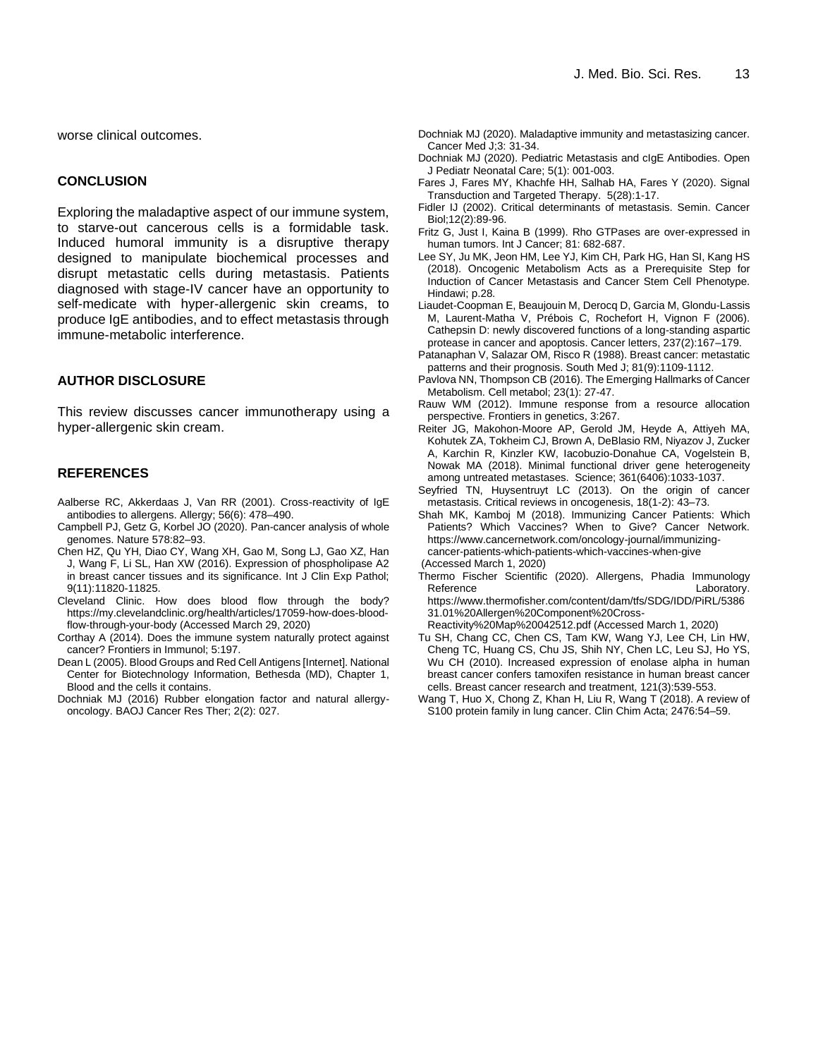worse clinical outcomes.

## CONCLUSION

Exploring the maladaptive aspect of our immune system, to starve-out cancerous cells is a formidable task. Induced humoral immunity is a disruptive therapy designed to manipulate biochemical processes and disrupt metastatic cells during metastasis. Patients diagnosed with stage-IV cancer have an opportunity to self-medicate with hyper-allergenic skin creams, to produce IgE antibodies, and to effect metastasis through immune-metabolic interference.

## AUTHOR DISCLOSURE

This review discusses cancer immunotherapy using a hyper-allergenic skin cream.

## REFERENCES

Aalberse RC, Akkerdaas J, Van RR (2001). Cross-reactivity of IgE antibodies to allergens. Allergy; 56(6): 478–490.

Campbell PJ, Getz G, Korbel JO (2020). Pan-cancer analysis of whole genomes. Nature 578:82–93.

Chen HZ, Qu YH, Diao CY, Wang XH, Gao M, Song LJ, Gao XZ, Han J, Wang F, Li SL, Han XW (2016). Expression of phospholipase A2 in breast cancer tissues and its significance. Int J Clin Exp Pathol; 9(11):11820-11825.

Cleveland Clinic. How does blood flow through the body? https://my.clevelandclinic.org/health/articles/17059-how-does-blood-flow-through-your-body (Accessed March 29, 2020)

Corthay A (2014). Does the immune system naturally protect against cancer? Frontiers in Immunol; 5:197.

Dean L (2005). Blood Groups and Red Cell Antigens [Internet]. National Center for Biotechnology Information, Bethesda (MD), Chapter 1, Blood and the cells it contains.

Dochniak MJ (2016) Rubber elongation factor and natural allergy-oncology. BAOJ Cancer Res Ther; 2(2): 027.

Dochniak MJ (2020). Maladaptive immunity and metastasizing cancer. Cancer Med J;3: 31-34.

Dochniak MJ (2020). Pediatric Metastasis and cIgE Antibodies. Open J Pediatr Neonatal Care; 5(1): 001-003.

Fares J, Fares MY, Khachfe HH, Salhab HA, Fares Y (2020). Signal Transduction and Targeted Therapy. 5(28):1-17.

Fidler IJ (2002). Critical determinants of metastasis. Semin. Cancer Biol;12(2):89-96.

Fritz G, Just I, Kaina B (1999). Rho GTPases are over-expressed in human tumors. Int J Cancer; 81: 682-687.

Lee SY, Ju MK, Jeon HM, Lee YJ, Kim CH, Park HG, Han SI, Kang HS (2018). Oncogenic Metabolism Acts as a Prerequisite Step for Induction of Cancer Metastasis and Cancer Stem Cell Phenotype. Hindawi; p.28.

Liaudet-Coopman E, Beaujouin M, Derocq D, Garcia M, Glondu-Lassis M, Laurent-Matha V, Prébois C, Rochefort H, Vignon F (2006). Cathepsin D: newly discovered functions of a long-standing aspartic protease in cancer and apoptosis. Cancer letters, 237(2):167–179.

Patanaphan V, Salazar OM, Risco R (1988). Breast cancer: metastatic patterns and their prognosis. South Med J; 81(9):1109-1112.

Pavlova NN, Thompson CB (2016). The Emerging Hallmarks of Cancer Metabolism. Cell metabol; 23(1): 27-47.

Rauw WM (2012). Immune response from a resource allocation perspective. Frontiers in genetics, 3:267.

Reiter JG, Makohon-Moore AP, Gerold JM, Heyde A, Attiyeh MA, Kohutek ZA, Tokheim CJ, Brown A, DeBlasio RM, Niyazov J, Zucker A, Karchin R, Kinzler KW, Iacobuzio-Donahue CA, Vogelstein B, Nowak MA (2018). Minimal functional driver gene heterogeneity among untreated metastases. Science; 361(6406):1033-1037.

Seyfried TN, Huysentruyt LC (2013). On the origin of cancer metastasis. Critical reviews in oncogenesis, 18(1-2): 43–73.

Shah MK, Kamboj M (2018). Immunizing Cancer Patients: Which Patients? Which Vaccines? When to Give? Cancer Network. https://www.cancernetwork.com/oncology-journal/immunizing-cancer-patients-which-patients-which-vaccines-when-give (Accessed March 1, 2020)

Thermo Fischer Scientific (2020). Allergens, Phadia Immunology Reference Laboratory. https://www.thermofisher.com/content/dam/tfs/SDG/IDD/PiRL/538631.01%20Allergen%20Component%20Cross-Reactivity%20Map%20042512.pdf (Accessed March 1, 2020)

Tu SH, Chang CC, Chen CS, Tam KW, Wang YJ, Lee CH, Lin HW, Cheng TC, Huang CS, Chu JS, Shih NY, Chen LC, Leu SJ, Ho YS, Wu CH (2010). Increased expression of enolase alpha in human breast cancer confers tamoxifen resistance in human breast cancer cells. Breast cancer research and treatment, 121(3):539-553.

Wang T, Huo X, Chong Z, Khan H, Liu R, Wang T (2018). A review of S100 protein family in lung cancer. Clin Chim Acta; 2476:54–59.